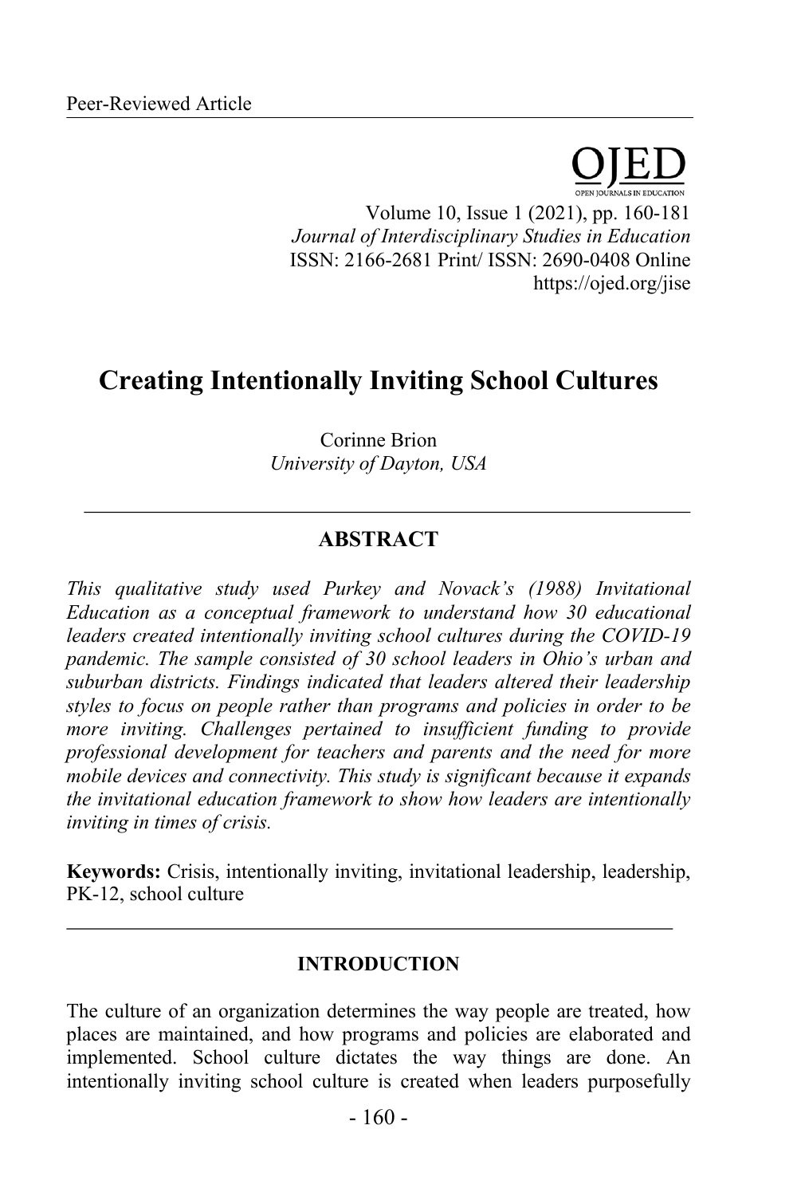Peer-Reviewed Article

# Creating Intentionally Inviting School Cultures

Corinne Brion
*University of Dayton, USA*

## ABSTRACT

*This qualitative study used Purkey and Novack's (1988) Invitational Education as a conceptual framework to understand how 30 educational leaders created intentionally inviting school cultures during the COVID-19 pandemic. The sample consisted of 30 school leaders in Ohio's urban and suburban districts. Findings indicated that leaders altered their leadership styles to focus on people rather than programs and policies in order to be more inviting. Challenges pertained to insufficient funding to provide professional development for teachers and parents and the need for more mobile devices and connectivity. This study is significant because it expands the invitational education framework to show how leaders are intentionally inviting in times of crisis.*

**Keywords:** Crisis, intentionally inviting, invitational leadership, leadership, PK-12, school culture

## INTRODUCTION

The culture of an organization determines the way people are treated, how places are maintained, and how programs and policies are elaborated and implemented. School culture dictates the way things are done. An intentionally inviting school culture is created when leaders purposefully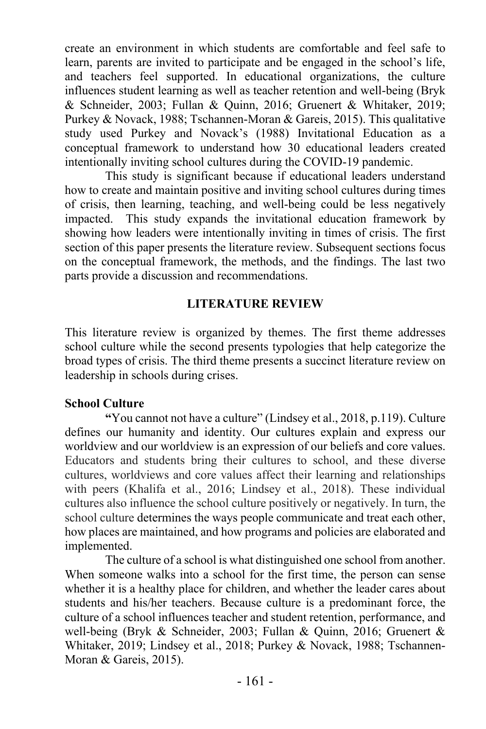create an environment in which students are comfortable and feel safe to learn, parents are invited to participate and be engaged in the school's life, and teachers feel supported. In educational organizations, the culture influences student learning as well as teacher retention and well-being (Bryk & Schneider, 2003; Fullan & Quinn, 2016; Gruenert & Whitaker, 2019; Purkey & Novack, 1988; Tschannen-Moran & Gareis, 2015). This qualitative study used Purkey and Novack's (1988) Invitational Education as a conceptual framework to understand how 30 educational leaders created intentionally inviting school cultures during the COVID-19 pandemic.

This study is significant because if educational leaders understand how to create and maintain positive and inviting school cultures during times of crisis, then learning, teaching, and well-being could be less negatively impacted. This study expands the invitational education framework by showing how leaders were intentionally inviting in times of crisis. The first section of this paper presents the literature review. Subsequent sections focus on the conceptual framework, the methods, and the findings. The last two parts provide a discussion and recommendations.

## LITERATURE REVIEW

This literature review is organized by themes. The first theme addresses school culture while the second presents typologies that help categorize the broad types of crisis. The third theme presents a succinct literature review on leadership in schools during crises.

### School Culture

"You cannot not have a culture" (Lindsey et al., 2018, p.119). Culture defines our humanity and identity. Our cultures explain and express our worldview and our worldview is an expression of our beliefs and core values. Educators and students bring their cultures to school, and these diverse cultures, worldviews and core values affect their learning and relationships with peers (Khalifa et al., 2016; Lindsey et al., 2018). These individual cultures also influence the school culture positively or negatively. In turn, the school culture determines the ways people communicate and treat each other, how places are maintained, and how programs and policies are elaborated and implemented.

The culture of a school is what distinguished one school from another. When someone walks into a school for the first time, the person can sense whether it is a healthy place for children, and whether the leader cares about students and his/her teachers. Because culture is a predominant force, the culture of a school influences teacher and student retention, performance, and well-being (Bryk & Schneider, 2003; Fullan & Quinn, 2016; Gruenert & Whitaker, 2019; Lindsey et al., 2018; Purkey & Novack, 1988; Tschannen-Moran & Gareis, 2015).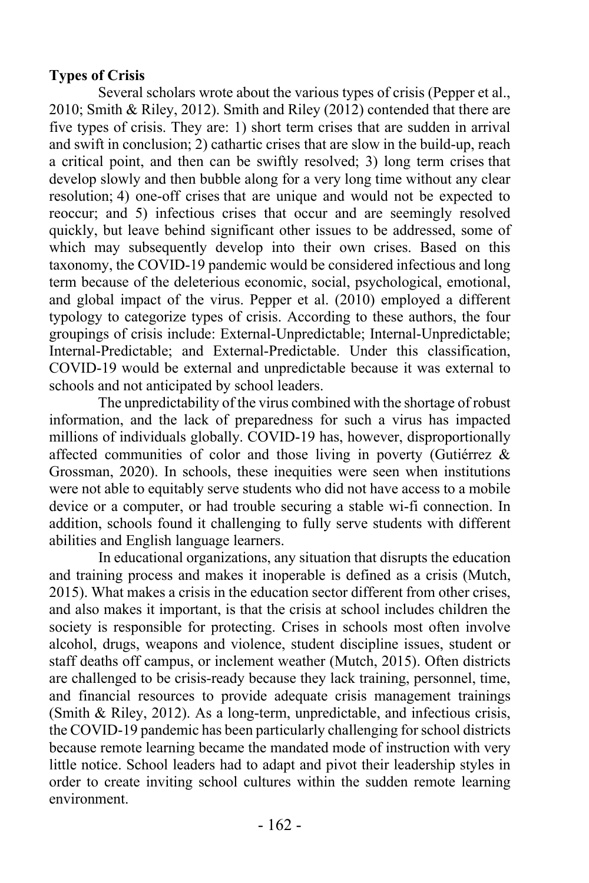**Types of Crisis**

Several scholars wrote about the various types of crisis (Pepper et al., 2010; Smith & Riley, 2012). Smith and Riley (2012) contended that there are five types of crisis. They are: 1) short term crises that are sudden in arrival and swift in conclusion; 2) cathartic crises that are slow in the build-up, reach a critical point, and then can be swiftly resolved; 3) long term crises that develop slowly and then bubble along for a very long time without any clear resolution; 4) one-off crises that are unique and would not be expected to reoccur; and 5) infectious crises that occur and are seemingly resolved quickly, but leave behind significant other issues to be addressed, some of which may subsequently develop into their own crises. Based on this taxonomy, the COVID-19 pandemic would be considered infectious and long term because of the deleterious economic, social, psychological, emotional, and global impact of the virus. Pepper et al. (2010) employed a different typology to categorize types of crisis. According to these authors, the four groupings of crisis include: External-Unpredictable; Internal-Unpredictable; Internal-Predictable; and External-Predictable. Under this classification, COVID-19 would be external and unpredictable because it was external to schools and not anticipated by school leaders.

The unpredictability of the virus combined with the shortage of robust information, and the lack of preparedness for such a virus has impacted millions of individuals globally. COVID-19 has, however, disproportionally affected communities of color and those living in poverty (Gutiérrez & Grossman, 2020). In schools, these inequities were seen when institutions were not able to equitably serve students who did not have access to a mobile device or a computer, or had trouble securing a stable wi-fi connection. In addition, schools found it challenging to fully serve students with different abilities and English language learners.

In educational organizations, any situation that disrupts the education and training process and makes it inoperable is defined as a crisis (Mutch, 2015). What makes a crisis in the education sector different from other crises, and also makes it important, is that the crisis at school includes children the society is responsible for protecting. Crises in schools most often involve alcohol, drugs, weapons and violence, student discipline issues, student or staff deaths off campus, or inclement weather (Mutch, 2015). Often districts are challenged to be crisis-ready because they lack training, personnel, time, and financial resources to provide adequate crisis management trainings (Smith & Riley, 2012). As a long-term, unpredictable, and infectious crisis, the COVID-19 pandemic has been particularly challenging for school districts because remote learning became the mandated mode of instruction with very little notice. School leaders had to adapt and pivot their leadership styles in order to create inviting school cultures within the sudden remote learning environment.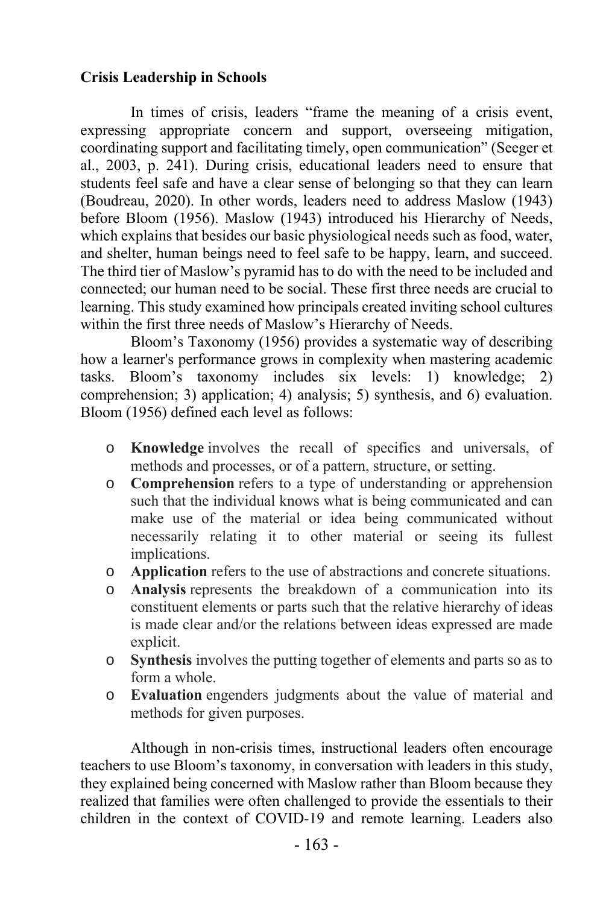**Crisis Leadership in Schools**

In times of crisis, leaders "frame the meaning of a crisis event, expressing appropriate concern and support, overseeing mitigation, coordinating support and facilitating timely, open communication" (Seeger et al., 2003, p. 241). During crisis, educational leaders need to ensure that students feel safe and have a clear sense of belonging so that they can learn (Boudreau, 2020). In other words, leaders need to address Maslow (1943) before Bloom (1956). Maslow (1943) introduced his Hierarchy of Needs, which explains that besides our basic physiological needs such as food, water, and shelter, human beings need to feel safe to be happy, learn, and succeed. The third tier of Maslow's pyramid has to do with the need to be included and connected; our human need to be social. These first three needs are crucial to learning. This study examined how principals created inviting school cultures within the first three needs of Maslow's Hierarchy of Needs.

Bloom's Taxonomy (1956) provides a systematic way of describing how a learner's performance grows in complexity when mastering academic tasks. Bloom's taxonomy includes six levels: 1) knowledge; 2) comprehension; 3) application; 4) analysis; 5) synthesis, and 6) evaluation. Bloom (1956) defined each level as follows:

- **Knowledge** involves the recall of specifics and universals, of methods and processes, or of a pattern, structure, or setting.
- **Comprehension** refers to a type of understanding or apprehension such that the individual knows what is being communicated and can make use of the material or idea being communicated without necessarily relating it to other material or seeing its fullest implications.
- **Application** refers to the use of abstractions and concrete situations.
- **Analysis** represents the breakdown of a communication into its constituent elements or parts such that the relative hierarchy of ideas is made clear and/or the relations between ideas expressed are made explicit.
- **Synthesis** involves the putting together of elements and parts so as to form a whole.
- **Evaluation** engenders judgments about the value of material and methods for given purposes.

Although in non-crisis times, instructional leaders often encourage teachers to use Bloom's taxonomy, in conversation with leaders in this study, they explained being concerned with Maslow rather than Bloom because they realized that families were often challenged to provide the essentials to their children in the context of COVID-19 and remote learning. Leaders also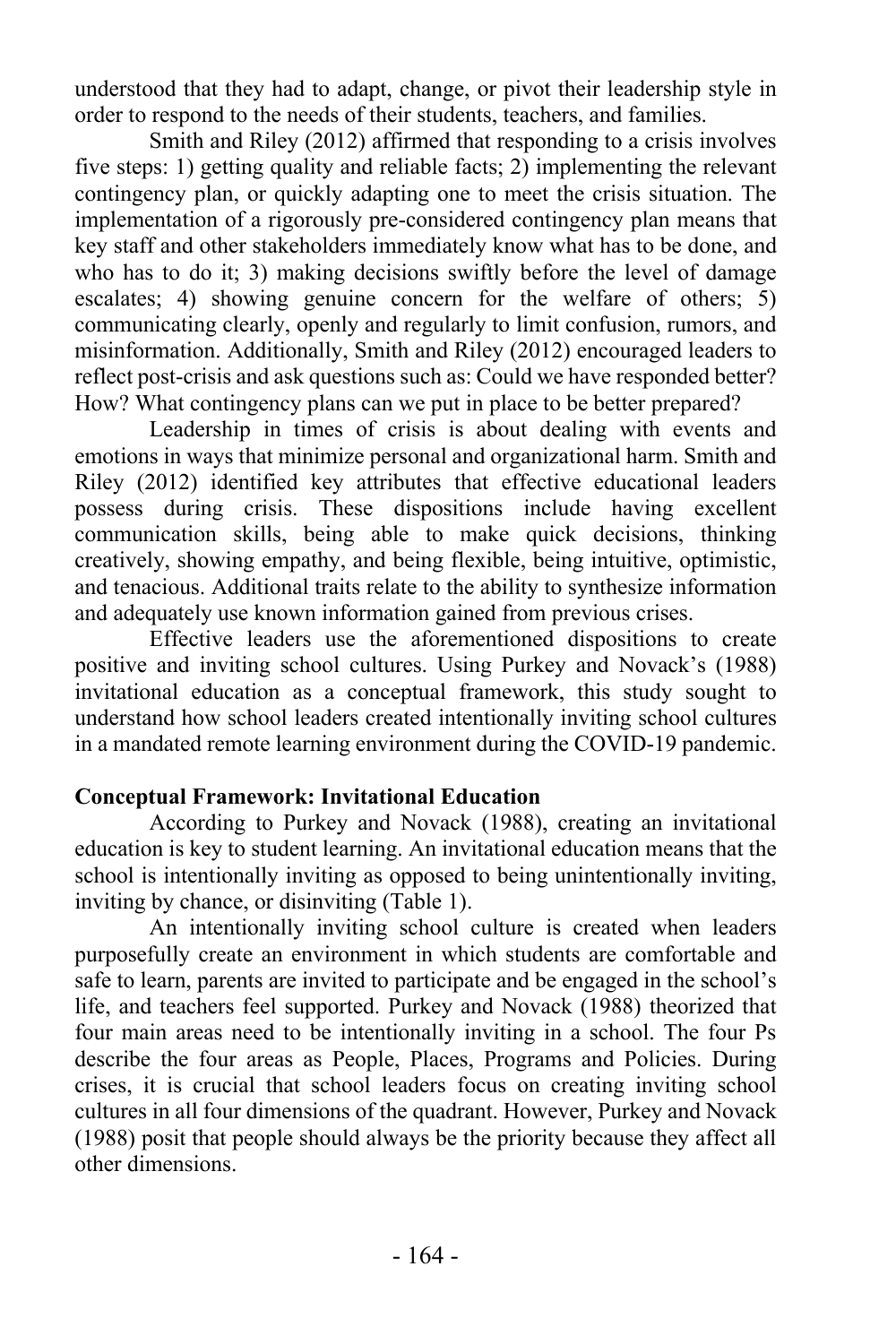understood that they had to adapt, change, or pivot their leadership style in order to respond to the needs of their students, teachers, and families.

Smith and Riley (2012) affirmed that responding to a crisis involves five steps: 1) getting quality and reliable facts; 2) implementing the relevant contingency plan, or quickly adapting one to meet the crisis situation. The implementation of a rigorously pre-considered contingency plan means that key staff and other stakeholders immediately know what has to be done, and who has to do it; 3) making decisions swiftly before the level of damage escalates; 4) showing genuine concern for the welfare of others; 5) communicating clearly, openly and regularly to limit confusion, rumors, and misinformation. Additionally, Smith and Riley (2012) encouraged leaders to reflect post-crisis and ask questions such as: Could we have responded better? How? What contingency plans can we put in place to be better prepared?

Leadership in times of crisis is about dealing with events and emotions in ways that minimize personal and organizational harm. Smith and Riley (2012) identified key attributes that effective educational leaders possess during crisis. These dispositions include having excellent communication skills, being able to make quick decisions, thinking creatively, showing empathy, and being flexible, being intuitive, optimistic, and tenacious. Additional traits relate to the ability to synthesize information and adequately use known information gained from previous crises.

Effective leaders use the aforementioned dispositions to create positive and inviting school cultures. Using Purkey and Novack's (1988) invitational education as a conceptual framework, this study sought to understand how school leaders created intentionally inviting school cultures in a mandated remote learning environment during the COVID-19 pandemic.

**Conceptual Framework: Invitational Education**

According to Purkey and Novack (1988), creating an invitational education is key to student learning. An invitational education means that the school is intentionally inviting as opposed to being unintentionally inviting, inviting by chance, or disinviting (Table 1).

An intentionally inviting school culture is created when leaders purposefully create an environment in which students are comfortable and safe to learn, parents are invited to participate and be engaged in the school's life, and teachers feel supported. Purkey and Novack (1988) theorized that four main areas need to be intentionally inviting in a school. The four Ps describe the four areas as People, Places, Programs and Policies. During crises, it is crucial that school leaders focus on creating inviting school cultures in all four dimensions of the quadrant. However, Purkey and Novack (1988) posit that people should always be the priority because they affect all other dimensions.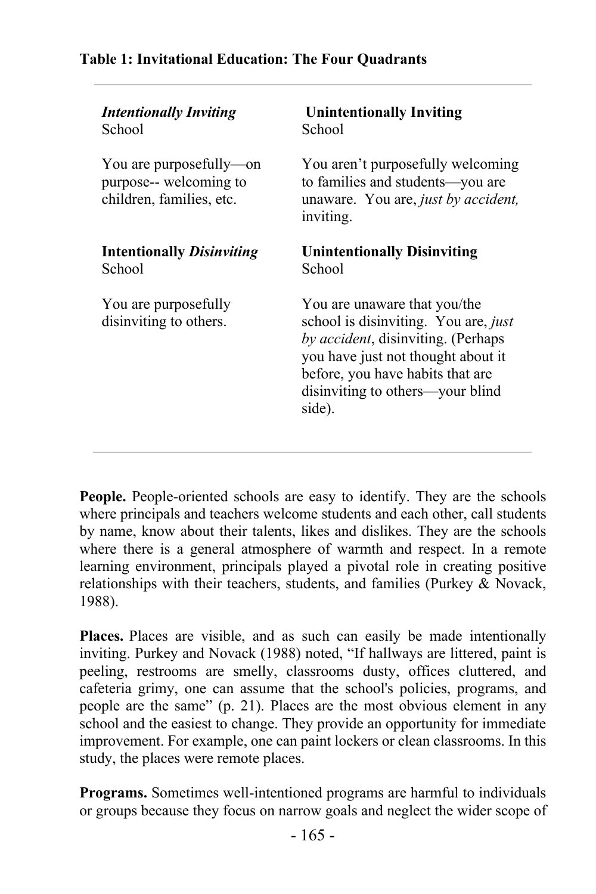**Table 1: Invitational Education: The Four Quadrants**

| | |
|---|---|
| ***Intentionally Inviting*** School<br><br>You are purposefully—on purpose-- welcoming to children, families, etc. | **Unintentionally Inviting** School<br><br>You aren't purposefully welcoming to families and students—you are unaware. You are, *just by accident,* inviting. |
| **Intentionally *Disinviting*** School<br><br>You are purposefully disinviting to others. | **Unintentionally Disinviting** School<br><br>You are unaware that you/the school is disinviting. You are, *just by accident*, disinviting. (Perhaps you have just not thought about it before, you have habits that are disinviting to others—your blind side). |

**People.** People-oriented schools are easy to identify. They are the schools where principals and teachers welcome students and each other, call students by name, know about their talents, likes and dislikes. They are the schools where there is a general atmosphere of warmth and respect. In a remote learning environment, principals played a pivotal role in creating positive relationships with their teachers, students, and families (Purkey & Novack, 1988).

**Places.** Places are visible, and as such can easily be made intentionally inviting. Purkey and Novack (1988) noted, "If hallways are littered, paint is peeling, restrooms are smelly, classrooms dusty, offices cluttered, and cafeteria grimy, one can assume that the school's policies, programs, and people are the same" (p. 21). Places are the most obvious element in any school and the easiest to change. They provide an opportunity for immediate improvement. For example, one can paint lockers or clean classrooms. In this study, the places were remote places.

**Programs.** Sometimes well-intentioned programs are harmful to individuals or groups because they focus on narrow goals and neglect the wider scope of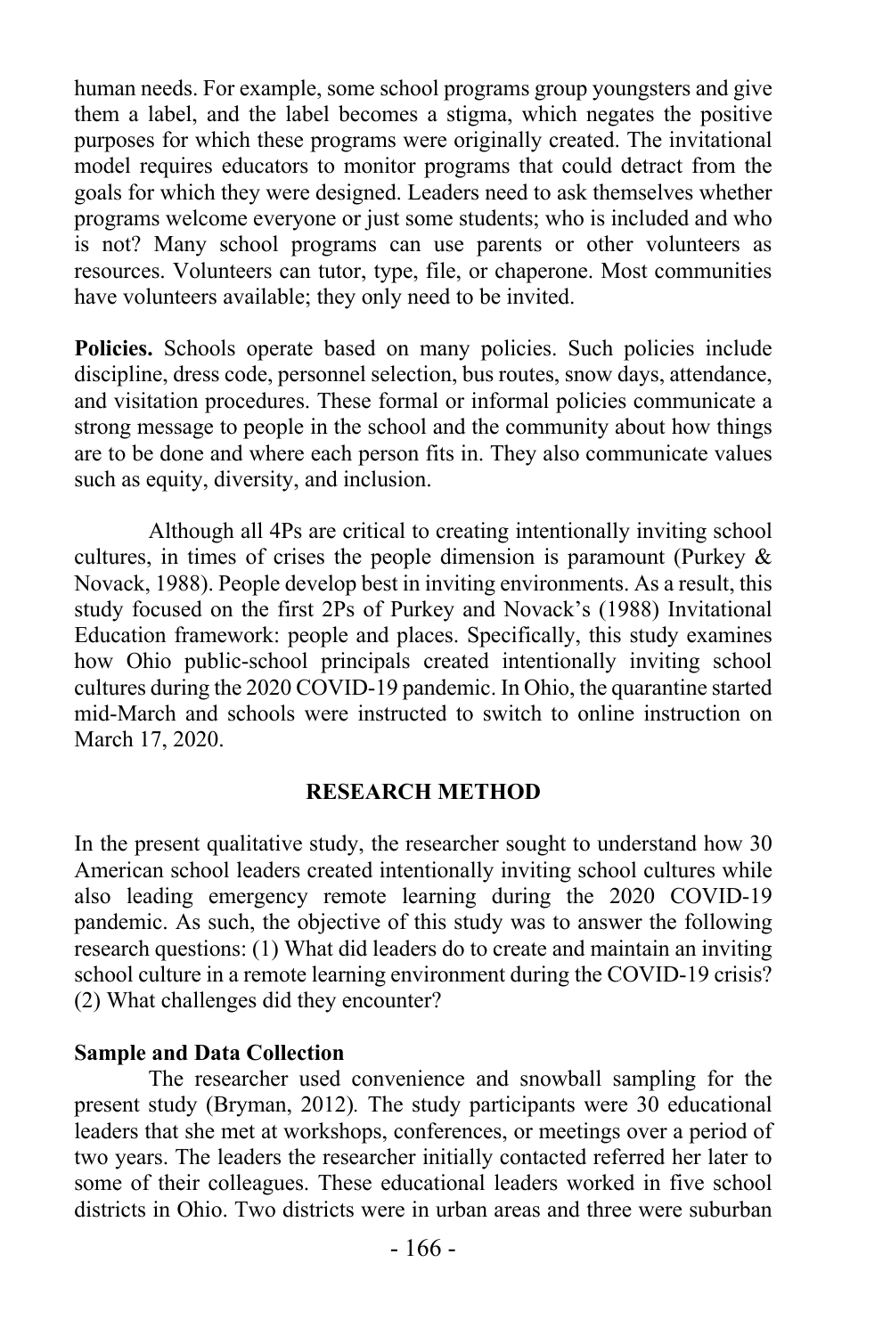human needs. For example, some school programs group youngsters and give them a label, and the label becomes a stigma, which negates the positive purposes for which these programs were originally created. The invitational model requires educators to monitor programs that could detract from the goals for which they were designed. Leaders need to ask themselves whether programs welcome everyone or just some students; who is included and who is not? Many school programs can use parents or other volunteers as resources. Volunteers can tutor, type, file, or chaperone. Most communities have volunteers available; they only need to be invited.

**Policies.** Schools operate based on many policies. Such policies include discipline, dress code, personnel selection, bus routes, snow days, attendance, and visitation procedures. These formal or informal policies communicate a strong message to people in the school and the community about how things are to be done and where each person fits in. They also communicate values such as equity, diversity, and inclusion.

Although all 4Ps are critical to creating intentionally inviting school cultures, in times of crises the people dimension is paramount (Purkey & Novack, 1988). People develop best in inviting environments. As a result, this study focused on the first 2Ps of Purkey and Novack's (1988) Invitational Education framework: people and places. Specifically, this study examines how Ohio public-school principals created intentionally inviting school cultures during the 2020 COVID-19 pandemic. In Ohio, the quarantine started mid-March and schools were instructed to switch to online instruction on March 17, 2020.

## RESEARCH METHOD

In the present qualitative study, the researcher sought to understand how 30 American school leaders created intentionally inviting school cultures while also leading emergency remote learning during the 2020 COVID-19 pandemic. As such, the objective of this study was to answer the following research questions: (1) What did leaders do to create and maintain an inviting school culture in a remote learning environment during the COVID-19 crisis? (2) What challenges did they encounter?

### Sample and Data Collection

The researcher used convenience and snowball sampling for the present study (Bryman, 2012). The study participants were 30 educational leaders that she met at workshops, conferences, or meetings over a period of two years. The leaders the researcher initially contacted referred her later to some of their colleagues. These educational leaders worked in five school districts in Ohio. Two districts were in urban areas and three were suburban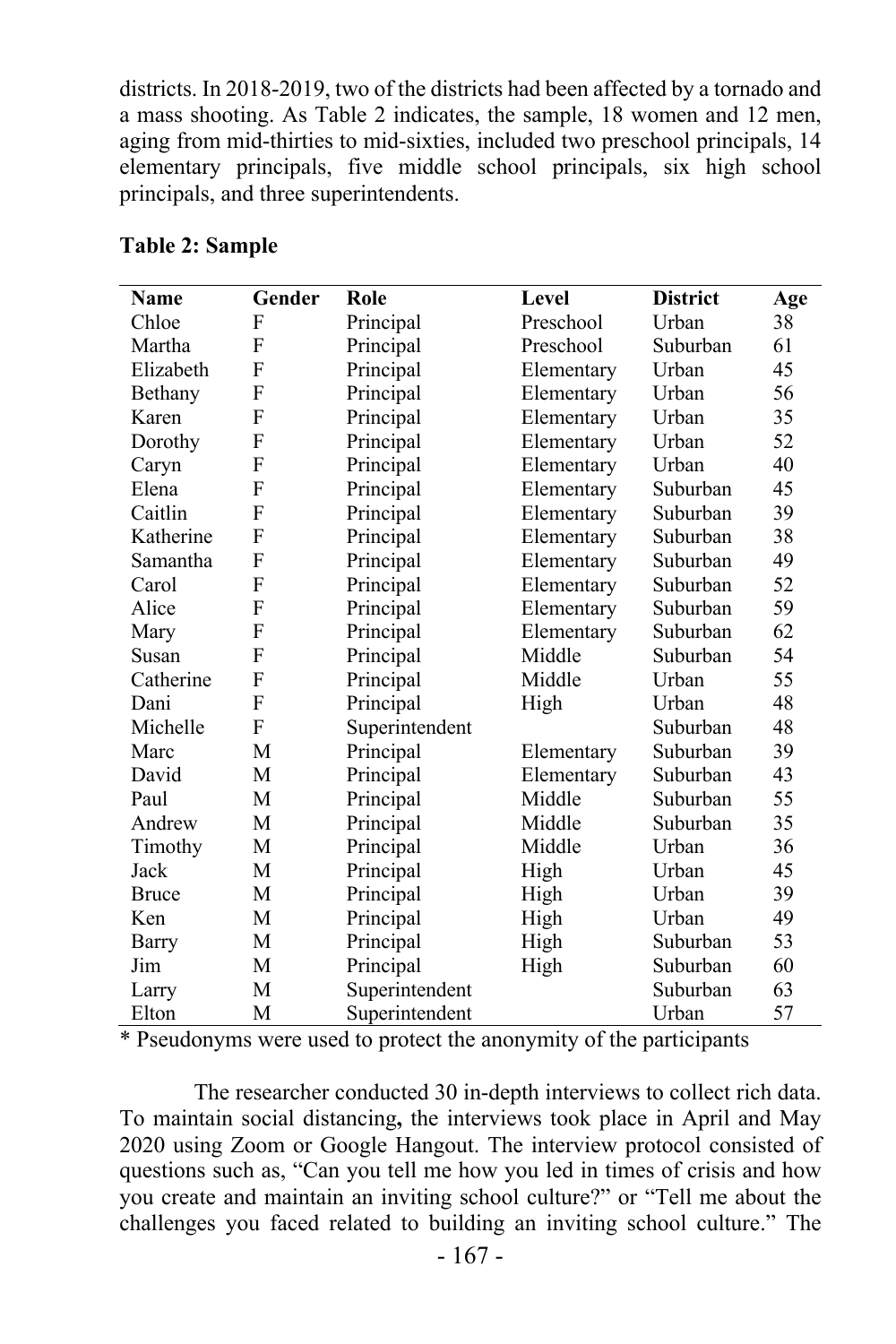districts. In 2018-2019, two of the districts had been affected by a tornado and a mass shooting. As Table 2 indicates, the sample, 18 women and 12 men, aging from mid-thirties to mid-sixties, included two preschool principals, 14 elementary principals, five middle school principals, six high school principals, and three superintendents.

**Table 2: Sample**

| Name | Gender | Role | Level | District | Age |
|---|---|---|---|---|---|
| Chloe | F | Principal | Preschool | Urban | 38 |
| Martha | F | Principal | Preschool | Suburban | 61 |
| Elizabeth | F | Principal | Elementary | Urban | 45 |
| Bethany | F | Principal | Elementary | Urban | 56 |
| Karen | F | Principal | Elementary | Urban | 35 |
| Dorothy | F | Principal | Elementary | Urban | 52 |
| Caryn | F | Principal | Elementary | Urban | 40 |
| Elena | F | Principal | Elementary | Suburban | 45 |
| Caitlin | F | Principal | Elementary | Suburban | 39 |
| Katherine | F | Principal | Elementary | Suburban | 38 |
| Samantha | F | Principal | Elementary | Suburban | 49 |
| Carol | F | Principal | Elementary | Suburban | 52 |
| Alice | F | Principal | Elementary | Suburban | 59 |
| Mary | F | Principal | Elementary | Suburban | 62 |
| Susan | F | Principal | Middle | Suburban | 54 |
| Catherine | F | Principal | Middle | Urban | 55 |
| Dani | F | Principal | High | Urban | 48 |
| Michelle | F | Superintendent | | Suburban | 48 |
| Marc | M | Principal | Elementary | Suburban | 39 |
| David | M | Principal | Elementary | Suburban | 43 |
| Paul | M | Principal | Middle | Suburban | 55 |
| Andrew | M | Principal | Middle | Suburban | 35 |
| Timothy | M | Principal | Middle | Urban | 36 |
| Jack | M | Principal | High | Urban | 45 |
| Bruce | M | Principal | High | Urban | 39 |
| Ken | M | Principal | High | Urban | 49 |
| Barry | M | Principal | High | Suburban | 53 |
| Jim | M | Principal | High | Suburban | 60 |
| Larry | M | Superintendent | | Suburban | 63 |
| Elton | M | Superintendent | | Urban | 57 |

\* Pseudonyms were used to protect the anonymity of the participants

The researcher conducted 30 in-depth interviews to collect rich data. To maintain social distancing**,** the interviews took place in April and May 2020 using Zoom or Google Hangout. The interview protocol consisted of questions such as, "Can you tell me how you led in times of crisis and how you create and maintain an inviting school culture?" or "Tell me about the challenges you faced related to building an inviting school culture." The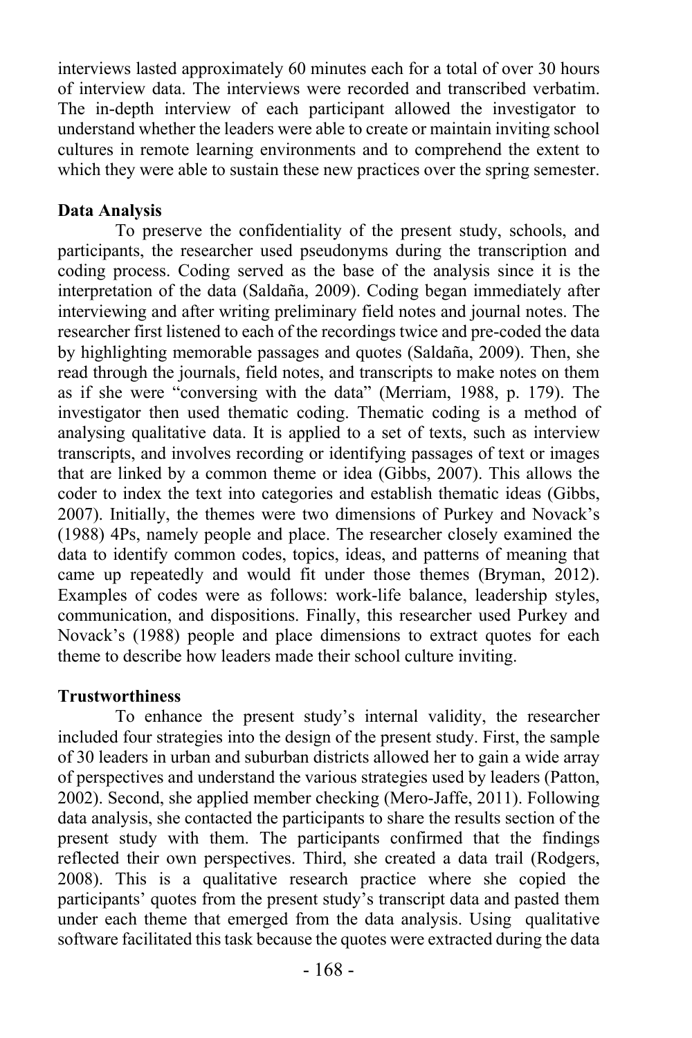interviews lasted approximately 60 minutes each for a total of over 30 hours of interview data. The interviews were recorded and transcribed verbatim. The in-depth interview of each participant allowed the investigator to understand whether the leaders were able to create or maintain inviting school cultures in remote learning environments and to comprehend the extent to which they were able to sustain these new practices over the spring semester.

**Data Analysis**

To preserve the confidentiality of the present study, schools, and participants, the researcher used pseudonyms during the transcription and coding process. Coding served as the base of the analysis since it is the interpretation of the data (Saldaña, 2009). Coding began immediately after interviewing and after writing preliminary field notes and journal notes. The researcher first listened to each of the recordings twice and pre-coded the data by highlighting memorable passages and quotes (Saldaña, 2009). Then, she read through the journals, field notes, and transcripts to make notes on them as if she were "conversing with the data" (Merriam, 1988, p. 179). The investigator then used thematic coding. Thematic coding is a method of analysing qualitative data. It is applied to a set of texts, such as interview transcripts, and involves recording or identifying passages of text or images that are linked by a common theme or idea (Gibbs, 2007). This allows the coder to index the text into categories and establish thematic ideas (Gibbs, 2007). Initially, the themes were two dimensions of Purkey and Novack's (1988) 4Ps, namely people and place. The researcher closely examined the data to identify common codes, topics, ideas, and patterns of meaning that came up repeatedly and would fit under those themes (Bryman, 2012). Examples of codes were as follows: work-life balance, leadership styles, communication, and dispositions. Finally, this researcher used Purkey and Novack's (1988) people and place dimensions to extract quotes for each theme to describe how leaders made their school culture inviting.

**Trustworthiness**

To enhance the present study's internal validity, the researcher included four strategies into the design of the present study. First, the sample of 30 leaders in urban and suburban districts allowed her to gain a wide array of perspectives and understand the various strategies used by leaders (Patton, 2002). Second, she applied member checking (Mero-Jaffe, 2011). Following data analysis, she contacted the participants to share the results section of the present study with them. The participants confirmed that the findings reflected their own perspectives. Third, she created a data trail (Rodgers, 2008). This is a qualitative research practice where she copied the participants' quotes from the present study's transcript data and pasted them under each theme that emerged from the data analysis. Using qualitative software facilitated this task because the quotes were extracted during the data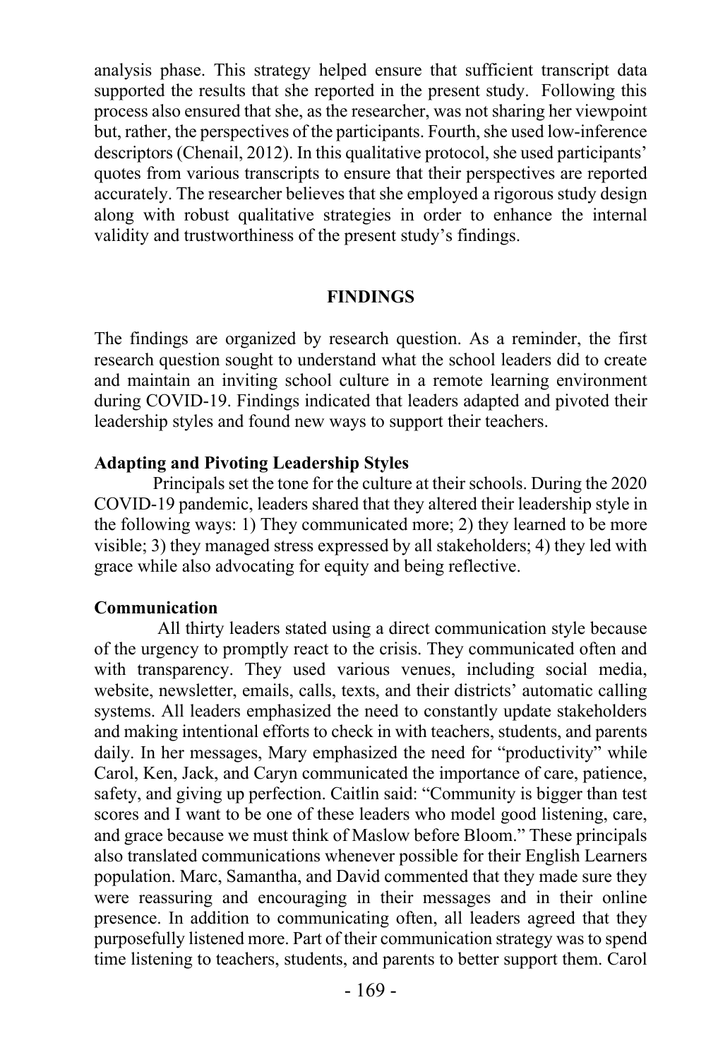analysis phase. This strategy helped ensure that sufficient transcript data supported the results that she reported in the present study. Following this process also ensured that she, as the researcher, was not sharing her viewpoint but, rather, the perspectives of the participants. Fourth, she used low-inference descriptors (Chenail, 2012). In this qualitative protocol, she used participants' quotes from various transcripts to ensure that their perspectives are reported accurately. The researcher believes that she employed a rigorous study design along with robust qualitative strategies in order to enhance the internal validity and trustworthiness of the present study's findings.

## FINDINGS

The findings are organized by research question. As a reminder, the first research question sought to understand what the school leaders did to create and maintain an inviting school culture in a remote learning environment during COVID-19. Findings indicated that leaders adapted and pivoted their leadership styles and found new ways to support their teachers.

### Adapting and Pivoting Leadership Styles

Principals set the tone for the culture at their schools. During the 2020 COVID-19 pandemic, leaders shared that they altered their leadership style in the following ways: 1) They communicated more; 2) they learned to be more visible; 3) they managed stress expressed by all stakeholders; 4) they led with grace while also advocating for equity and being reflective.

### Communication

All thirty leaders stated using a direct communication style because of the urgency to promptly react to the crisis. They communicated often and with transparency. They used various venues, including social media, website, newsletter, emails, calls, texts, and their districts' automatic calling systems. All leaders emphasized the need to constantly update stakeholders and making intentional efforts to check in with teachers, students, and parents daily. In her messages, Mary emphasized the need for "productivity" while Carol, Ken, Jack, and Caryn communicated the importance of care, patience, safety, and giving up perfection. Caitlin said: "Community is bigger than test scores and I want to be one of these leaders who model good listening, care, and grace because we must think of Maslow before Bloom." These principals also translated communications whenever possible for their English Learners population. Marc, Samantha, and David commented that they made sure they were reassuring and encouraging in their messages and in their online presence. In addition to communicating often, all leaders agreed that they purposefully listened more. Part of their communication strategy was to spend time listening to teachers, students, and parents to better support them. Carol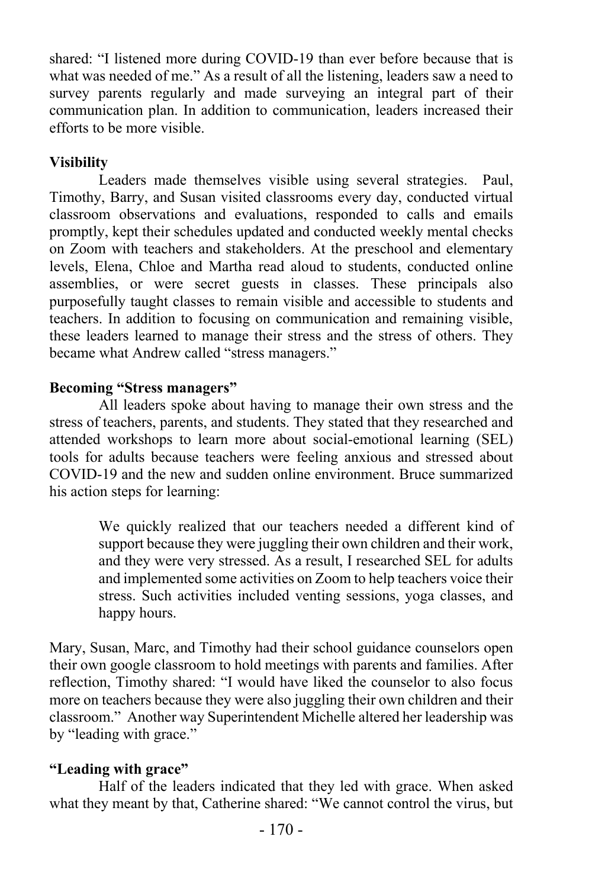shared: "I listened more during COVID-19 than ever before because that is what was needed of me." As a result of all the listening, leaders saw a need to survey parents regularly and made surveying an integral part of their communication plan. In addition to communication, leaders increased their efforts to be more visible.

**Visibility**

Leaders made themselves visible using several strategies. Paul, Timothy, Barry, and Susan visited classrooms every day, conducted virtual classroom observations and evaluations, responded to calls and emails promptly, kept their schedules updated and conducted weekly mental checks on Zoom with teachers and stakeholders. At the preschool and elementary levels, Elena, Chloe and Martha read aloud to students, conducted online assemblies, or were secret guests in classes. These principals also purposefully taught classes to remain visible and accessible to students and teachers. In addition to focusing on communication and remaining visible, these leaders learned to manage their stress and the stress of others. They became what Andrew called "stress managers."

**Becoming "Stress managers"**

All leaders spoke about having to manage their own stress and the stress of teachers, parents, and students. They stated that they researched and attended workshops to learn more about social-emotional learning (SEL) tools for adults because teachers were feeling anxious and stressed about COVID-19 and the new and sudden online environment. Bruce summarized his action steps for learning:

> We quickly realized that our teachers needed a different kind of support because they were juggling their own children and their work, and they were very stressed. As a result, I researched SEL for adults and implemented some activities on Zoom to help teachers voice their stress. Such activities included venting sessions, yoga classes, and happy hours.

Mary, Susan, Marc, and Timothy had their school guidance counselors open their own google classroom to hold meetings with parents and families. After reflection, Timothy shared: "I would have liked the counselor to also focus more on teachers because they were also juggling their own children and their classroom." Another way Superintendent Michelle altered her leadership was by "leading with grace."

**"Leading with grace"**

Half of the leaders indicated that they led with grace. When asked what they meant by that, Catherine shared: "We cannot control the virus, but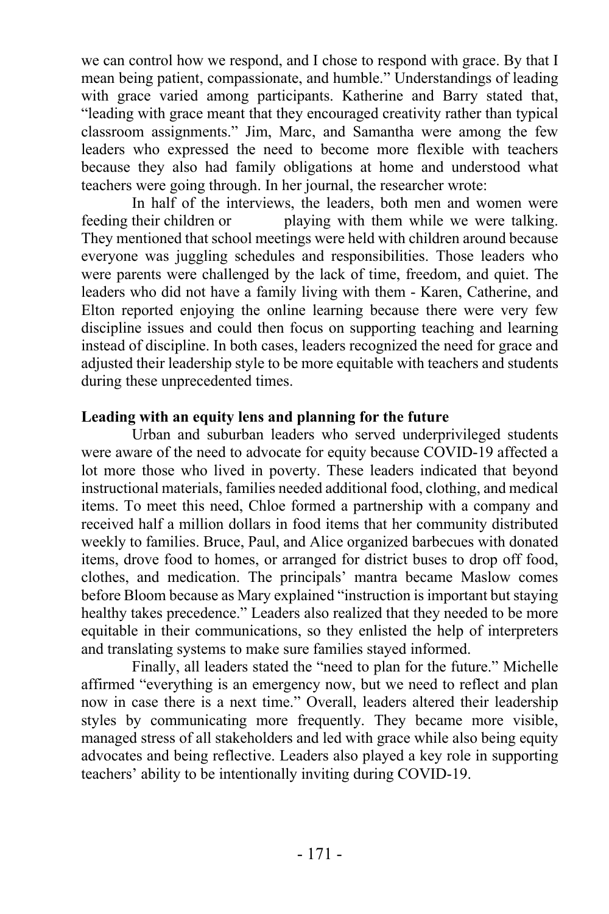we can control how we respond, and I chose to respond with grace. By that I mean being patient, compassionate, and humble." Understandings of leading with grace varied among participants. Katherine and Barry stated that, "leading with grace meant that they encouraged creativity rather than typical classroom assignments." Jim, Marc, and Samantha were among the few leaders who expressed the need to become more flexible with teachers because they also had family obligations at home and understood what teachers were going through. In her journal, the researcher wrote:

In half of the interviews, the leaders, both men and women were feeding their children or playing with them while we were talking. They mentioned that school meetings were held with children around because everyone was juggling schedules and responsibilities. Those leaders who were parents were challenged by the lack of time, freedom, and quiet. The leaders who did not have a family living with them - Karen, Catherine, and Elton reported enjoying the online learning because there were very few discipline issues and could then focus on supporting teaching and learning instead of discipline. In both cases, leaders recognized the need for grace and adjusted their leadership style to be more equitable with teachers and students during these unprecedented times.

**Leading with an equity lens and planning for the future**

Urban and suburban leaders who served underprivileged students were aware of the need to advocate for equity because COVID-19 affected a lot more those who lived in poverty. These leaders indicated that beyond instructional materials, families needed additional food, clothing, and medical items. To meet this need, Chloe formed a partnership with a company and received half a million dollars in food items that her community distributed weekly to families. Bruce, Paul, and Alice organized barbecues with donated items, drove food to homes, or arranged for district buses to drop off food, clothes, and medication. The principals' mantra became Maslow comes before Bloom because as Mary explained "instruction is important but staying healthy takes precedence." Leaders also realized that they needed to be more equitable in their communications, so they enlisted the help of interpreters and translating systems to make sure families stayed informed.

Finally, all leaders stated the "need to plan for the future." Michelle affirmed "everything is an emergency now, but we need to reflect and plan now in case there is a next time." Overall, leaders altered their leadership styles by communicating more frequently. They became more visible, managed stress of all stakeholders and led with grace while also being equity advocates and being reflective. Leaders also played a key role in supporting teachers' ability to be intentionally inviting during COVID-19.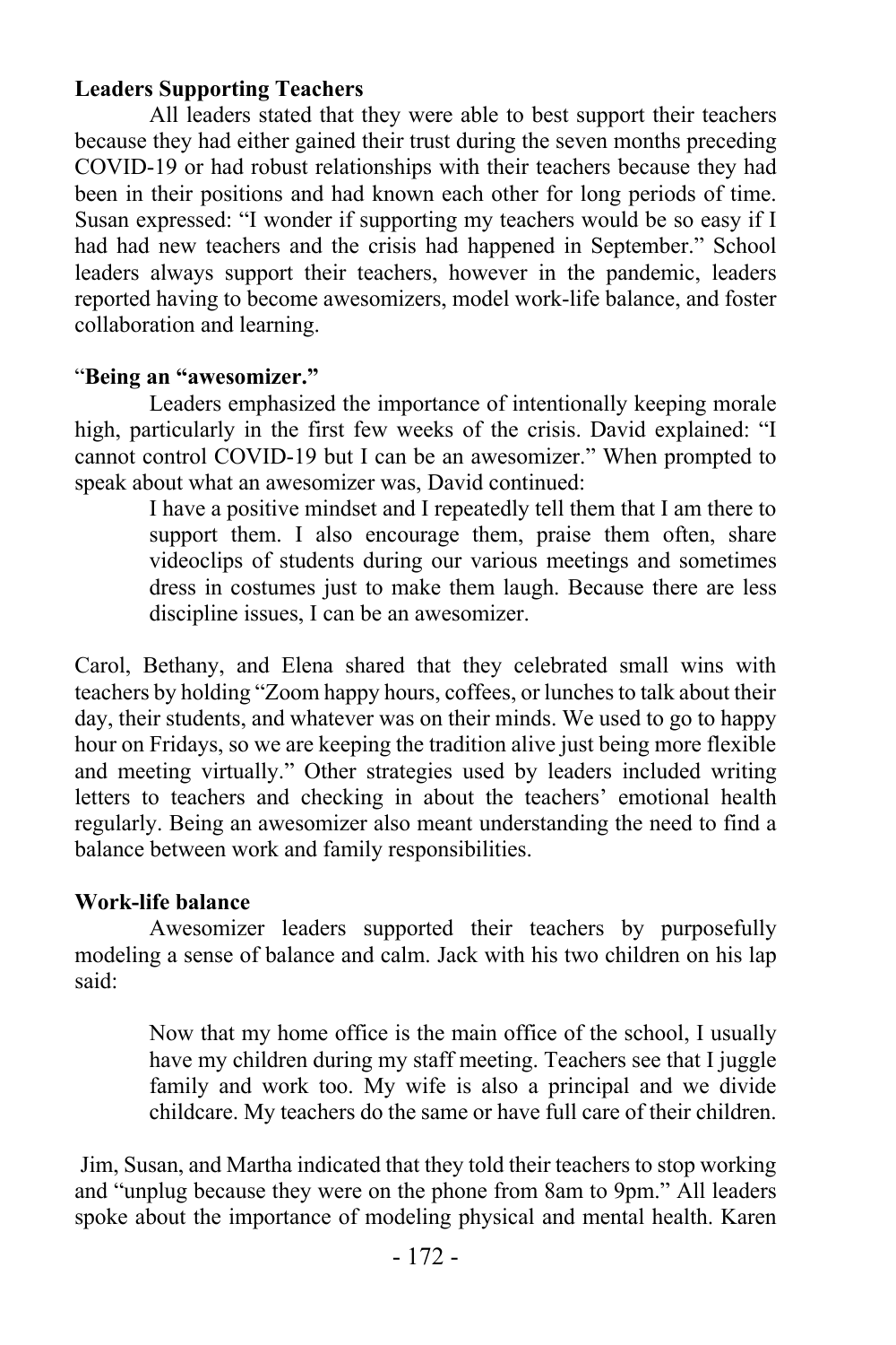**Leaders Supporting Teachers**

All leaders stated that they were able to best support their teachers because they had either gained their trust during the seven months preceding COVID-19 or had robust relationships with their teachers because they had been in their positions and had known each other for long periods of time. Susan expressed: "I wonder if supporting my teachers would be so easy if I had had new teachers and the crisis had happened in September." School leaders always support their teachers, however in the pandemic, leaders reported having to become awesomizers, model work-life balance, and foster collaboration and learning.

"**Being an "awesomizer."**

Leaders emphasized the importance of intentionally keeping morale high, particularly in the first few weeks of the crisis. David explained: "I cannot control COVID-19 but I can be an awesomizer." When prompted to speak about what an awesomizer was, David continued:

> I have a positive mindset and I repeatedly tell them that I am there to support them. I also encourage them, praise them often, share videoclips of students during our various meetings and sometimes dress in costumes just to make them laugh. Because there are less discipline issues, I can be an awesomizer.

Carol, Bethany, and Elena shared that they celebrated small wins with teachers by holding "Zoom happy hours, coffees, or lunches to talk about their day, their students, and whatever was on their minds. We used to go to happy hour on Fridays, so we are keeping the tradition alive just being more flexible and meeting virtually." Other strategies used by leaders included writing letters to teachers and checking in about the teachers' emotional health regularly. Being an awesomizer also meant understanding the need to find a balance between work and family responsibilities.

**Work-life balance**

Awesomizer leaders supported their teachers by purposefully modeling a sense of balance and calm. Jack with his two children on his lap said:

> Now that my home office is the main office of the school, I usually have my children during my staff meeting. Teachers see that I juggle family and work too. My wife is also a principal and we divide childcare. My teachers do the same or have full care of their children.

Jim, Susan, and Martha indicated that they told their teachers to stop working and "unplug because they were on the phone from 8am to 9pm." All leaders spoke about the importance of modeling physical and mental health. Karen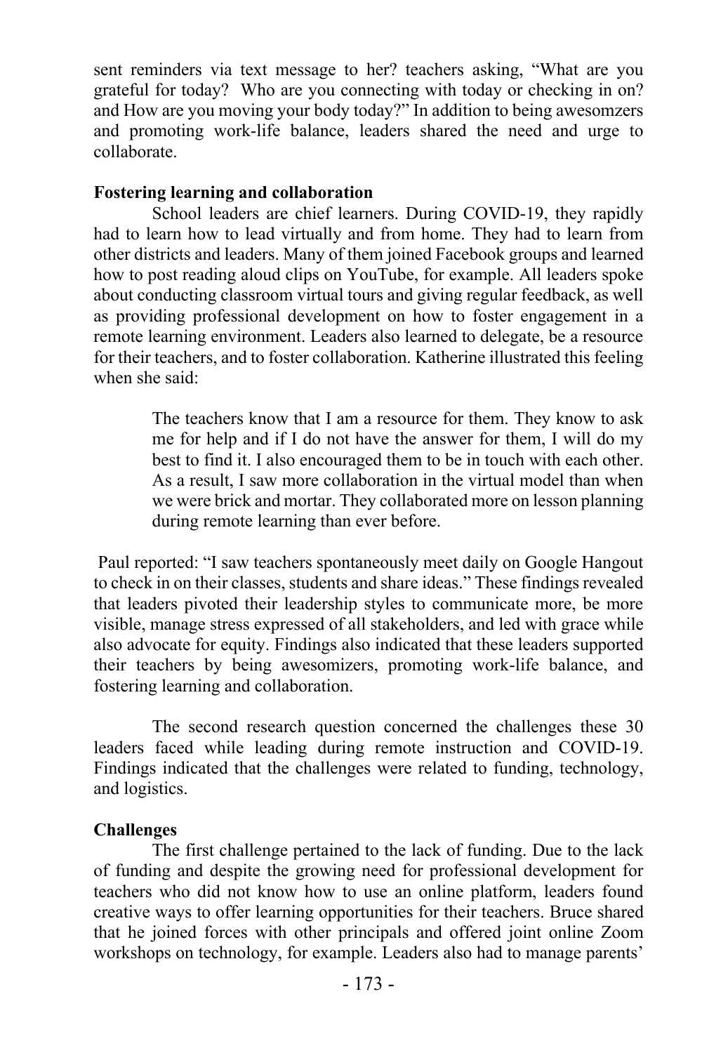sent reminders via text message to her? teachers asking, "What are you grateful for today? Who are you connecting with today or checking in on? and How are you moving your body today?" In addition to being awesomzers and promoting work-life balance, leaders shared the need and urge to collaborate.

**Fostering learning and collaboration**

School leaders are chief learners. During COVID-19, they rapidly had to learn how to lead virtually and from home. They had to learn from other districts and leaders. Many of them joined Facebook groups and learned how to post reading aloud clips on YouTube, for example. All leaders spoke about conducting classroom virtual tours and giving regular feedback, as well as providing professional development on how to foster engagement in a remote learning environment. Leaders also learned to delegate, be a resource for their teachers, and to foster collaboration. Katherine illustrated this feeling when she said:

> The teachers know that I am a resource for them. They know to ask me for help and if I do not have the answer for them, I will do my best to find it. I also encouraged them to be in touch with each other. As a result, I saw more collaboration in the virtual model than when we were brick and mortar. They collaborated more on lesson planning during remote learning than ever before.

Paul reported: "I saw teachers spontaneously meet daily on Google Hangout to check in on their classes, students and share ideas." These findings revealed that leaders pivoted their leadership styles to communicate more, be more visible, manage stress expressed of all stakeholders, and led with grace while also advocate for equity. Findings also indicated that these leaders supported their teachers by being awesomizers, promoting work-life balance, and fostering learning and collaboration.

The second research question concerned the challenges these 30 leaders faced while leading during remote instruction and COVID-19. Findings indicated that the challenges were related to funding, technology, and logistics.

**Challenges**

The first challenge pertained to the lack of funding. Due to the lack of funding and despite the growing need for professional development for teachers who did not know how to use an online platform, leaders found creative ways to offer learning opportunities for their teachers. Bruce shared that he joined forces with other principals and offered joint online Zoom workshops on technology, for example. Leaders also had to manage parents'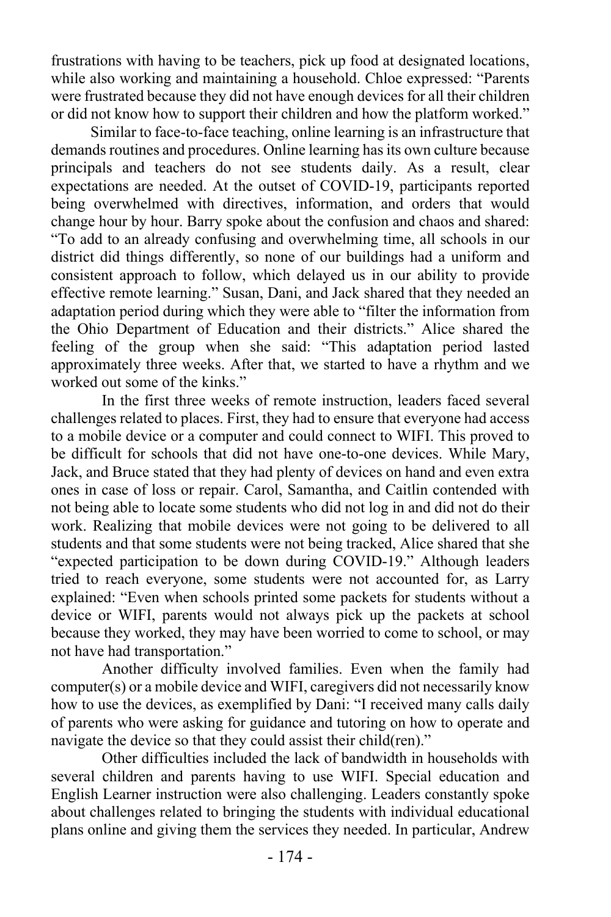frustrations with having to be teachers, pick up food at designated locations, while also working and maintaining a household. Chloe expressed: "Parents were frustrated because they did not have enough devices for all their children or did not know how to support their children and how the platform worked."

Similar to face-to-face teaching, online learning is an infrastructure that demands routines and procedures. Online learning has its own culture because principals and teachers do not see students daily. As a result, clear expectations are needed. At the outset of COVID-19, participants reported being overwhelmed with directives, information, and orders that would change hour by hour. Barry spoke about the confusion and chaos and shared: "To add to an already confusing and overwhelming time, all schools in our district did things differently, so none of our buildings had a uniform and consistent approach to follow, which delayed us in our ability to provide effective remote learning." Susan, Dani, and Jack shared that they needed an adaptation period during which they were able to "filter the information from the Ohio Department of Education and their districts." Alice shared the feeling of the group when she said: "This adaptation period lasted approximately three weeks. After that, we started to have a rhythm and we worked out some of the kinks."

In the first three weeks of remote instruction, leaders faced several challenges related to places. First, they had to ensure that everyone had access to a mobile device or a computer and could connect to WIFI. This proved to be difficult for schools that did not have one-to-one devices. While Mary, Jack, and Bruce stated that they had plenty of devices on hand and even extra ones in case of loss or repair. Carol, Samantha, and Caitlin contended with not being able to locate some students who did not log in and did not do their work. Realizing that mobile devices were not going to be delivered to all students and that some students were not being tracked, Alice shared that she "expected participation to be down during COVID-19." Although leaders tried to reach everyone, some students were not accounted for, as Larry explained: "Even when schools printed some packets for students without a device or WIFI, parents would not always pick up the packets at school because they worked, they may have been worried to come to school, or may not have had transportation."

Another difficulty involved families. Even when the family had computer(s) or a mobile device and WIFI, caregivers did not necessarily know how to use the devices, as exemplified by Dani: "I received many calls daily of parents who were asking for guidance and tutoring on how to operate and navigate the device so that they could assist their child(ren)."

Other difficulties included the lack of bandwidth in households with several children and parents having to use WIFI. Special education and English Learner instruction were also challenging. Leaders constantly spoke about challenges related to bringing the students with individual educational plans online and giving them the services they needed. In particular, Andrew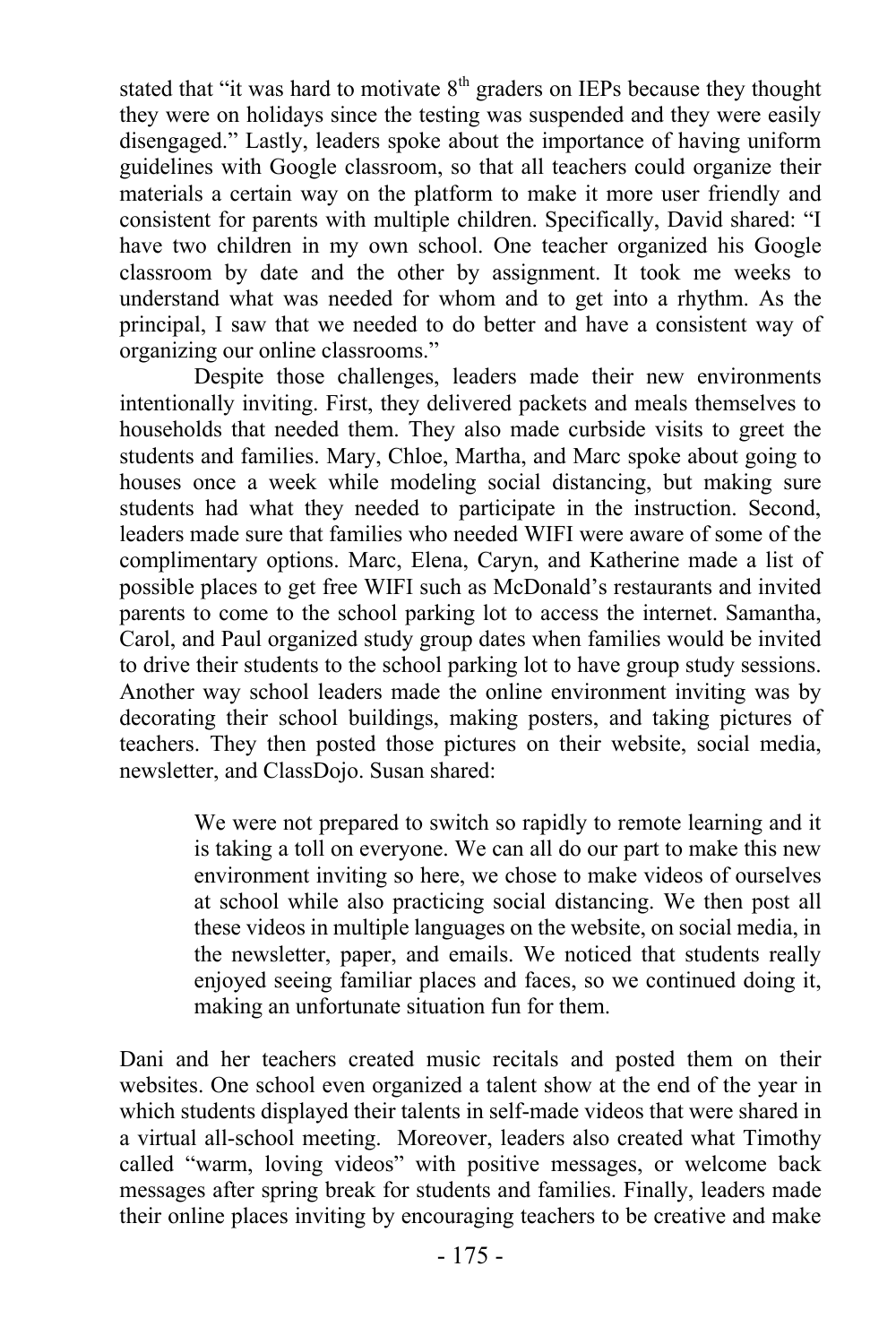stated that "it was hard to motivate 8th graders on IEPs because they thought they were on holidays since the testing was suspended and they were easily disengaged." Lastly, leaders spoke about the importance of having uniform guidelines with Google classroom, so that all teachers could organize their materials a certain way on the platform to make it more user friendly and consistent for parents with multiple children. Specifically, David shared: "I have two children in my own school. One teacher organized his Google classroom by date and the other by assignment. It took me weeks to understand what was needed for whom and to get into a rhythm. As the principal, I saw that we needed to do better and have a consistent way of organizing our online classrooms."

Despite those challenges, leaders made their new environments intentionally inviting. First, they delivered packets and meals themselves to households that needed them. They also made curbside visits to greet the students and families. Mary, Chloe, Martha, and Marc spoke about going to houses once a week while modeling social distancing, but making sure students had what they needed to participate in the instruction. Second, leaders made sure that families who needed WIFI were aware of some of the complimentary options. Marc, Elena, Caryn, and Katherine made a list of possible places to get free WIFI such as McDonald's restaurants and invited parents to come to the school parking lot to access the internet. Samantha, Carol, and Paul organized study group dates when families would be invited to drive their students to the school parking lot to have group study sessions. Another way school leaders made the online environment inviting was by decorating their school buildings, making posters, and taking pictures of teachers. They then posted those pictures on their website, social media, newsletter, and ClassDojo. Susan shared:

> We were not prepared to switch so rapidly to remote learning and it is taking a toll on everyone. We can all do our part to make this new environment inviting so here, we chose to make videos of ourselves at school while also practicing social distancing. We then post all these videos in multiple languages on the website, on social media, in the newsletter, paper, and emails. We noticed that students really enjoyed seeing familiar places and faces, so we continued doing it, making an unfortunate situation fun for them.

Dani and her teachers created music recitals and posted them on their websites. One school even organized a talent show at the end of the year in which students displayed their talents in self-made videos that were shared in a virtual all-school meeting. Moreover, leaders also created what Timothy called "warm, loving videos" with positive messages, or welcome back messages after spring break for students and families. Finally, leaders made their online places inviting by encouraging teachers to be creative and make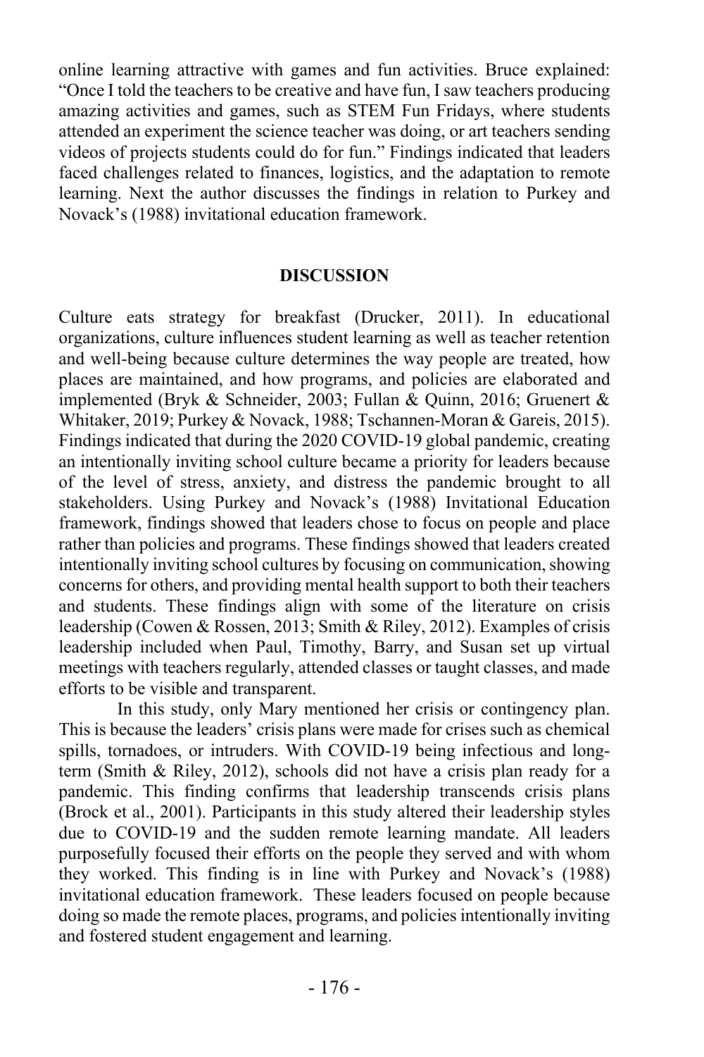online learning attractive with games and fun activities. Bruce explained: "Once I told the teachers to be creative and have fun, I saw teachers producing amazing activities and games, such as STEM Fun Fridays, where students attended an experiment the science teacher was doing, or art teachers sending videos of projects students could do for fun." Findings indicated that leaders faced challenges related to finances, logistics, and the adaptation to remote learning. Next the author discusses the findings in relation to Purkey and Novack's (1988) invitational education framework.

## DISCUSSION

Culture eats strategy for breakfast (Drucker, 2011). In educational organizations, culture influences student learning as well as teacher retention and well-being because culture determines the way people are treated, how places are maintained, and how programs, and policies are elaborated and implemented (Bryk & Schneider, 2003; Fullan & Quinn, 2016; Gruenert & Whitaker, 2019; Purkey & Novack, 1988; Tschannen-Moran & Gareis, 2015). Findings indicated that during the 2020 COVID-19 global pandemic, creating an intentionally inviting school culture became a priority for leaders because of the level of stress, anxiety, and distress the pandemic brought to all stakeholders. Using Purkey and Novack's (1988) Invitational Education framework, findings showed that leaders chose to focus on people and place rather than policies and programs. These findings showed that leaders created intentionally inviting school cultures by focusing on communication, showing concerns for others, and providing mental health support to both their teachers and students. These findings align with some of the literature on crisis leadership (Cowen & Rossen, 2013; Smith & Riley, 2012). Examples of crisis leadership included when Paul, Timothy, Barry, and Susan set up virtual meetings with teachers regularly, attended classes or taught classes, and made efforts to be visible and transparent.

In this study, only Mary mentioned her crisis or contingency plan. This is because the leaders' crisis plans were made for crises such as chemical spills, tornadoes, or intruders. With COVID-19 being infectious and long-term (Smith & Riley, 2012), schools did not have a crisis plan ready for a pandemic. This finding confirms that leadership transcends crisis plans (Brock et al., 2001). Participants in this study altered their leadership styles due to COVID-19 and the sudden remote learning mandate. All leaders purposefully focused their efforts on the people they served and with whom they worked. This finding is in line with Purkey and Novack's (1988) invitational education framework. These leaders focused on people because doing so made the remote places, programs, and policies intentionally inviting and fostered student engagement and learning.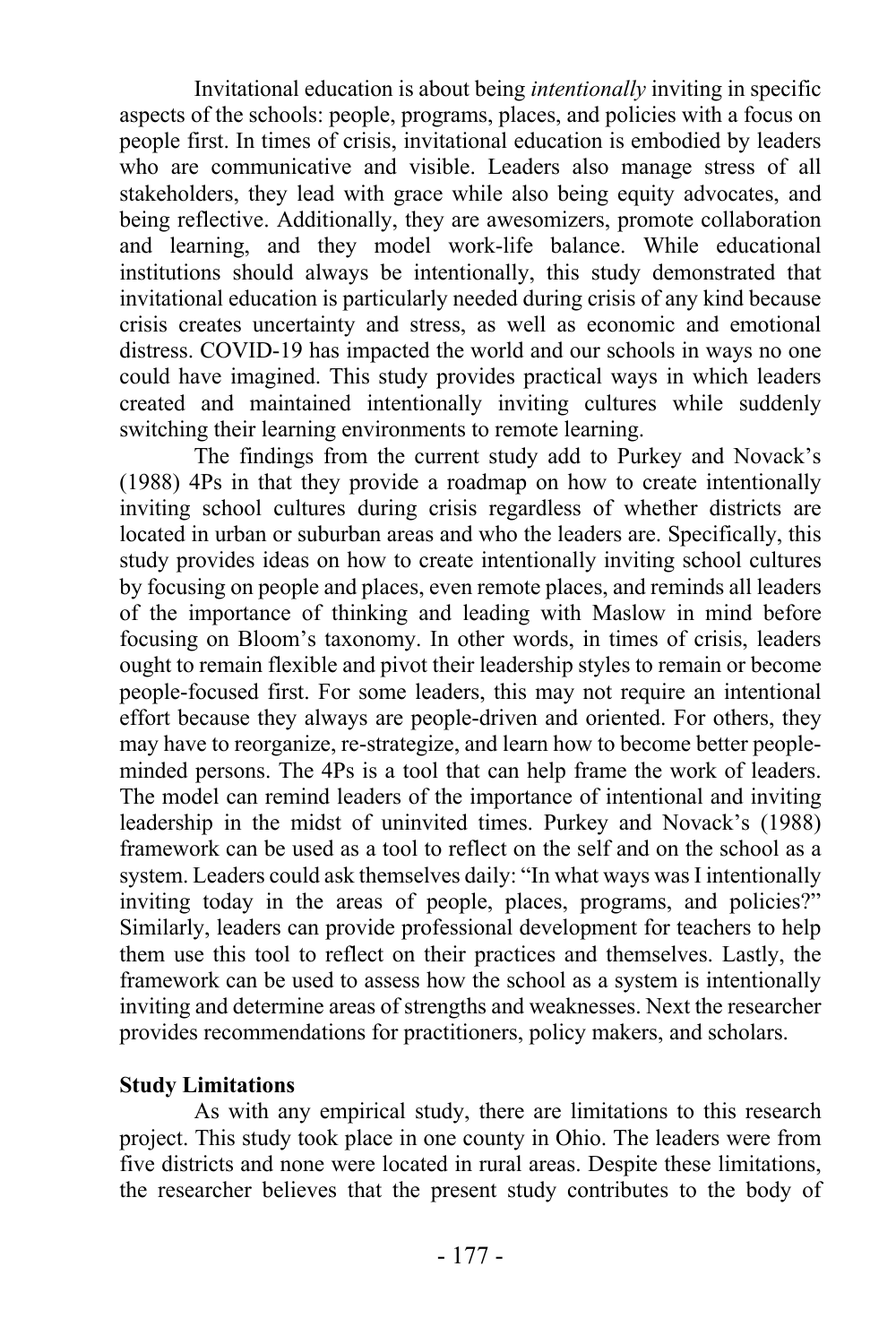Invitational education is about being *intentionally* inviting in specific aspects of the schools: people, programs, places, and policies with a focus on people first. In times of crisis, invitational education is embodied by leaders who are communicative and visible. Leaders also manage stress of all stakeholders, they lead with grace while also being equity advocates, and being reflective. Additionally, they are awesomizers, promote collaboration and learning, and they model work-life balance. While educational institutions should always be intentionally, this study demonstrated that invitational education is particularly needed during crisis of any kind because crisis creates uncertainty and stress, as well as economic and emotional distress. COVID-19 has impacted the world and our schools in ways no one could have imagined. This study provides practical ways in which leaders created and maintained intentionally inviting cultures while suddenly switching their learning environments to remote learning.

The findings from the current study add to Purkey and Novack's (1988) 4Ps in that they provide a roadmap on how to create intentionally inviting school cultures during crisis regardless of whether districts are located in urban or suburban areas and who the leaders are. Specifically, this study provides ideas on how to create intentionally inviting school cultures by focusing on people and places, even remote places, and reminds all leaders of the importance of thinking and leading with Maslow in mind before focusing on Bloom's taxonomy. In other words, in times of crisis, leaders ought to remain flexible and pivot their leadership styles to remain or become people-focused first. For some leaders, this may not require an intentional effort because they always are people-driven and oriented. For others, they may have to reorganize, re-strategize, and learn how to become better people-minded persons. The 4Ps is a tool that can help frame the work of leaders. The model can remind leaders of the importance of intentional and inviting leadership in the midst of uninvited times. Purkey and Novack's (1988) framework can be used as a tool to reflect on the self and on the school as a system. Leaders could ask themselves daily: "In what ways was I intentionally inviting today in the areas of people, places, programs, and policies?" Similarly, leaders can provide professional development for teachers to help them use this tool to reflect on their practices and themselves. Lastly, the framework can be used to assess how the school as a system is intentionally inviting and determine areas of strengths and weaknesses. Next the researcher provides recommendations for practitioners, policy makers, and scholars.

**Study Limitations**

As with any empirical study, there are limitations to this research project. This study took place in one county in Ohio. The leaders were from five districts and none were located in rural areas. Despite these limitations, the researcher believes that the present study contributes to the body of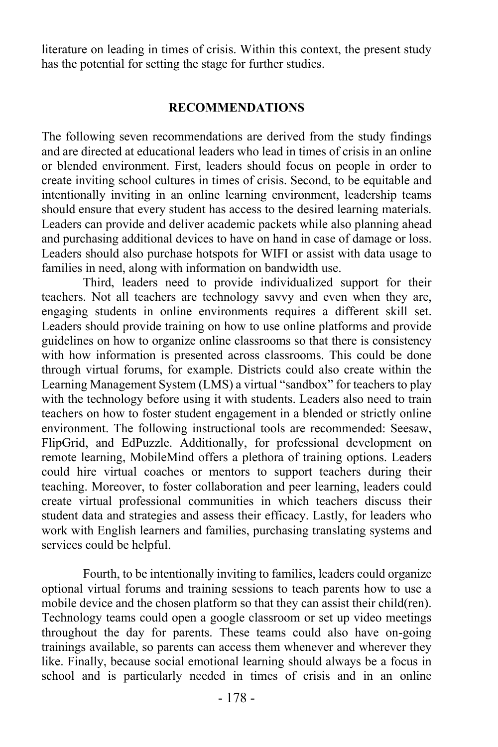literature on leading in times of crisis. Within this context, the present study has the potential for setting the stage for further studies.

## RECOMMENDATIONS

The following seven recommendations are derived from the study findings and are directed at educational leaders who lead in times of crisis in an online or blended environment. First, leaders should focus on people in order to create inviting school cultures in times of crisis. Second, to be equitable and intentionally inviting in an online learning environment, leadership teams should ensure that every student has access to the desired learning materials. Leaders can provide and deliver academic packets while also planning ahead and purchasing additional devices to have on hand in case of damage or loss. Leaders should also purchase hotspots for WIFI or assist with data usage to families in need, along with information on bandwidth use.

Third, leaders need to provide individualized support for their teachers. Not all teachers are technology savvy and even when they are, engaging students in online environments requires a different skill set. Leaders should provide training on how to use online platforms and provide guidelines on how to organize online classrooms so that there is consistency with how information is presented across classrooms. This could be done through virtual forums, for example. Districts could also create within the Learning Management System (LMS) a virtual "sandbox" for teachers to play with the technology before using it with students. Leaders also need to train teachers on how to foster student engagement in a blended or strictly online environment. The following instructional tools are recommended: Seesaw, FlipGrid, and EdPuzzle. Additionally, for professional development on remote learning, MobileMind offers a plethora of training options. Leaders could hire virtual coaches or mentors to support teachers during their teaching. Moreover, to foster collaboration and peer learning, leaders could create virtual professional communities in which teachers discuss their student data and strategies and assess their efficacy. Lastly, for leaders who work with English learners and families, purchasing translating systems and services could be helpful.

Fourth, to be intentionally inviting to families, leaders could organize optional virtual forums and training sessions to teach parents how to use a mobile device and the chosen platform so that they can assist their child(ren). Technology teams could open a google classroom or set up video meetings throughout the day for parents. These teams could also have on-going trainings available, so parents can access them whenever and wherever they like. Finally, because social emotional learning should always be a focus in school and is particularly needed in times of crisis and in an online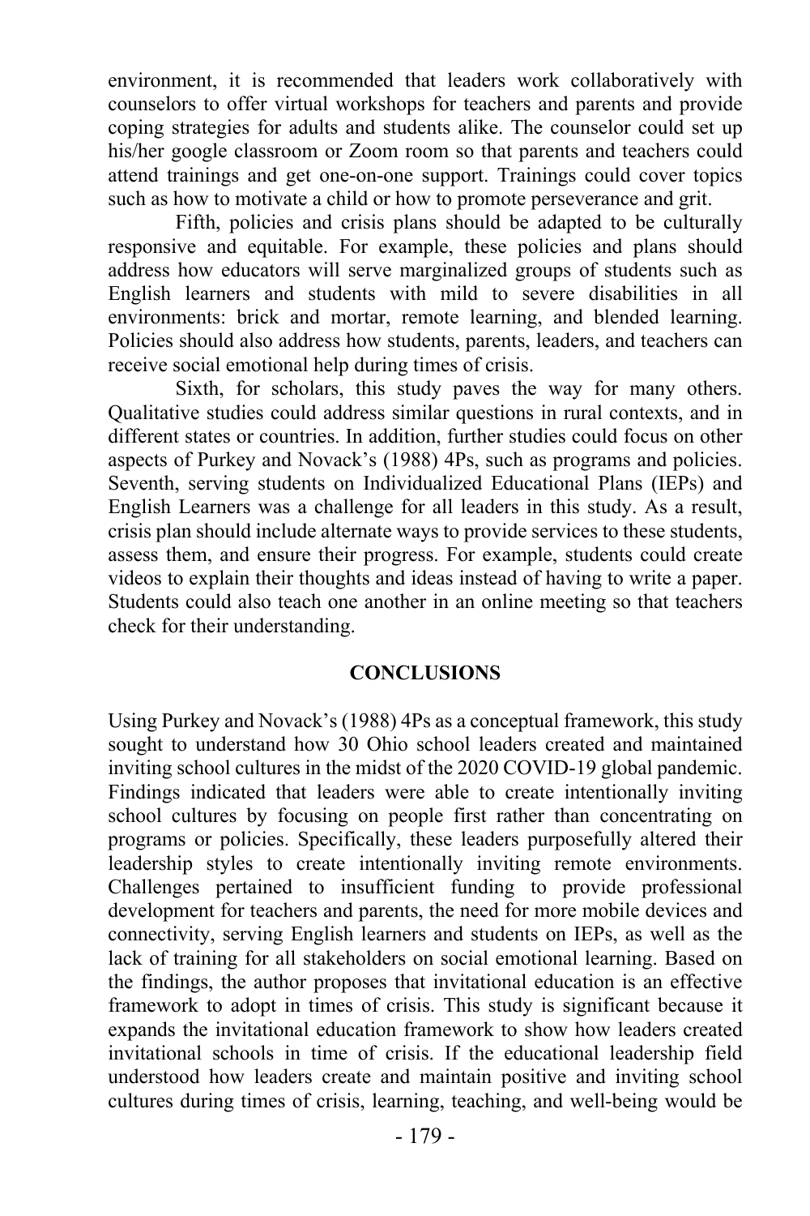environment, it is recommended that leaders work collaboratively with counselors to offer virtual workshops for teachers and parents and provide coping strategies for adults and students alike. The counselor could set up his/her google classroom or Zoom room so that parents and teachers could attend trainings and get one-on-one support. Trainings could cover topics such as how to motivate a child or how to promote perseverance and grit.

Fifth, policies and crisis plans should be adapted to be culturally responsive and equitable. For example, these policies and plans should address how educators will serve marginalized groups of students such as English learners and students with mild to severe disabilities in all environments: brick and mortar, remote learning, and blended learning. Policies should also address how students, parents, leaders, and teachers can receive social emotional help during times of crisis.

Sixth, for scholars, this study paves the way for many others. Qualitative studies could address similar questions in rural contexts, and in different states or countries. In addition, further studies could focus on other aspects of Purkey and Novack's (1988) 4Ps, such as programs and policies. Seventh, serving students on Individualized Educational Plans (IEPs) and English Learners was a challenge for all leaders in this study. As a result, crisis plan should include alternate ways to provide services to these students, assess them, and ensure their progress. For example, students could create videos to explain their thoughts and ideas instead of having to write a paper. Students could also teach one another in an online meeting so that teachers check for their understanding.

## CONCLUSIONS

Using Purkey and Novack's (1988) 4Ps as a conceptual framework, this study sought to understand how 30 Ohio school leaders created and maintained inviting school cultures in the midst of the 2020 COVID-19 global pandemic. Findings indicated that leaders were able to create intentionally inviting school cultures by focusing on people first rather than concentrating on programs or policies. Specifically, these leaders purposefully altered their leadership styles to create intentionally inviting remote environments. Challenges pertained to insufficient funding to provide professional development for teachers and parents, the need for more mobile devices and connectivity, serving English learners and students on IEPs, as well as the lack of training for all stakeholders on social emotional learning. Based on the findings, the author proposes that invitational education is an effective framework to adopt in times of crisis. This study is significant because it expands the invitational education framework to show how leaders created invitational schools in time of crisis. If the educational leadership field understood how leaders create and maintain positive and inviting school cultures during times of crisis, learning, teaching, and well-being would be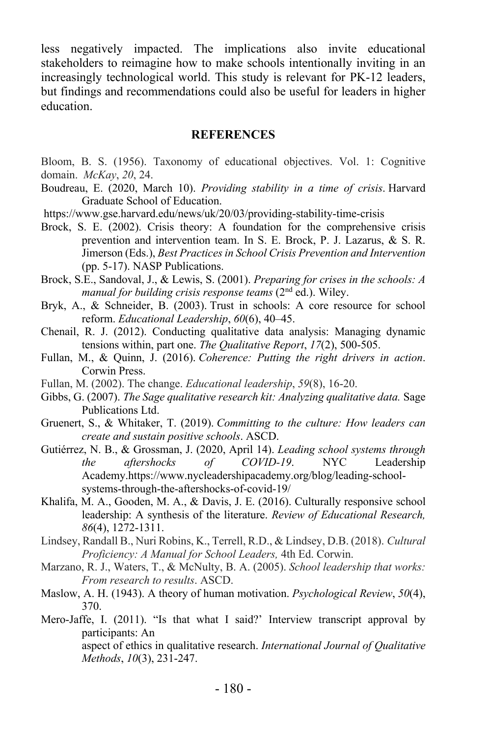less negatively impacted. The implications also invite educational stakeholders to reimagine how to make schools intentionally inviting in an increasingly technological world. This study is relevant for PK-12 leaders, but findings and recommendations could also be useful for leaders in higher education.

## REFERENCES

Bloom, B. S. (1956). Taxonomy of educational objectives. Vol. 1: Cognitive domain. *McKay*, *20*, 24.

Boudreau, E. (2020, March 10). *Providing stability in a time of crisis*. Harvard Graduate School of Education.
https://www.gse.harvard.edu/news/uk/20/03/providing-stability-time-crisis

Brock, S. E. (2002). Crisis theory: A foundation for the comprehensive crisis prevention and intervention team. In S. E. Brock, P. J. Lazarus, & S. R. Jimerson (Eds.), *Best Practices in School Crisis Prevention and Intervention* (pp. 5-17). NASP Publications.

Brock, S.E., Sandoval, J., & Lewis, S. (2001). *Preparing for crises in the schools: A manual for building crisis response teams* (2nd ed.). Wiley.

Bryk, A., & Schneider, B. (2003). Trust in schools: A core resource for school reform. *Educational Leadership*, *60*(6), 40–45.

Chenail, R. J. (2012). Conducting qualitative data analysis: Managing dynamic tensions within, part one. *The Qualitative Report*, *17*(2), 500-505.

Fullan, M., & Quinn, J. (2016). *Coherence: Putting the right drivers in action*. Corwin Press.

Fullan, M. (2002). The change. *Educational leadership*, *59*(8), 16-20.

Gibbs, G. (2007). *The Sage qualitative research kit: Analyzing qualitative data.* Sage Publications Ltd.

Gruenert, S., & Whitaker, T. (2019). *Committing to the culture: How leaders can create and sustain positive schools*. ASCD.

Gutiérrez, N. B., & Grossman, J. (2020, April 14). *Leading school systems through the aftershocks of COVID-19*. NYC Leadership Academy.https://www.nycleadershipacademy.org/blog/leading-school-systems-through-the-aftershocks-of-covid-19/

Khalifa, M. A., Gooden, M. A., & Davis, J. E. (2016). Culturally responsive school leadership: A synthesis of the literature. *Review of Educational Research, 86*(4), 1272-1311.

Lindsey, Randall B., Nuri Robins, K., Terrell, R.D., & Lindsey, D.B. (2018). *Cultural Proficiency: A Manual for School Leaders,* 4th Ed. Corwin.

Marzano, R. J., Waters, T., & McNulty, B. A. (2005). *School leadership that works: From research to results*. ASCD.

Maslow, A. H. (1943). A theory of human motivation. *Psychological Review*, *50*(4), 370.

Mero-Jaffe, I. (2011). "Is that what I said?' Interview transcript approval by participants: An aspect of ethics in qualitative research. *International Journal of Qualitative Methods*, *10*(3), 231-247.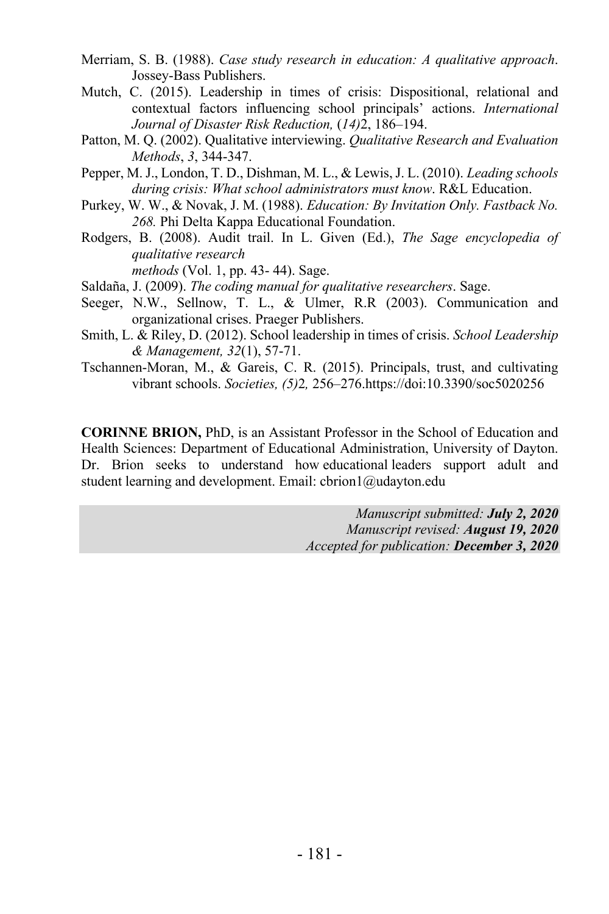Merriam, S. B. (1988). *Case study research in education: A qualitative approach*. Jossey-Bass Publishers.

Mutch, C. (2015). Leadership in times of crisis: Dispositional, relational and contextual factors influencing school principals' actions. *International Journal of Disaster Risk Reduction,* (*14)*2, 186–194.

Patton, M. Q. (2002). Qualitative interviewing. *Qualitative Research and Evaluation Methods*, *3*, 344-347.

Pepper, M. J., London, T. D., Dishman, M. L., & Lewis, J. L. (2010). *Leading schools during crisis: What school administrators must know*. R&L Education.

Purkey, W. W., & Novak, J. M. (1988). *Education: By Invitation Only. Fastback No. 268.* Phi Delta Kappa Educational Foundation.

Rodgers, B. (2008). Audit trail. In L. Given (Ed.), *The Sage encyclopedia of qualitative research methods* (Vol. 1, pp. 43- 44). Sage.

Saldaña, J. (2009). *The coding manual for qualitative researchers*. Sage.

Seeger, N.W., Sellnow, T. L., & Ulmer, R.R (2003). Communication and organizational crises. Praeger Publishers.

Smith, L. & Riley, D. (2012). School leadership in times of crisis. *School Leadership & Management, 32*(1), 57-71.

Tschannen-Moran, M., & Gareis, C. R. (2015). Principals, trust, and cultivating vibrant schools. *Societies, (5)*2*,* 256–276.https://doi:10.3390/soc5020256

**CORINNE BRION,** PhD, is an Assistant Professor in the School of Education and Health Sciences: Department of Educational Administration, University of Dayton. Dr. Brion seeks to understand how educational leaders support adult and student learning and development. Email: cbrion1@udayton.edu

*Manuscript submitted:* ***July 2, 2020***
*Manuscript revised:* ***August 19, 2020***
*Accepted for publication:* ***December 3, 2020***